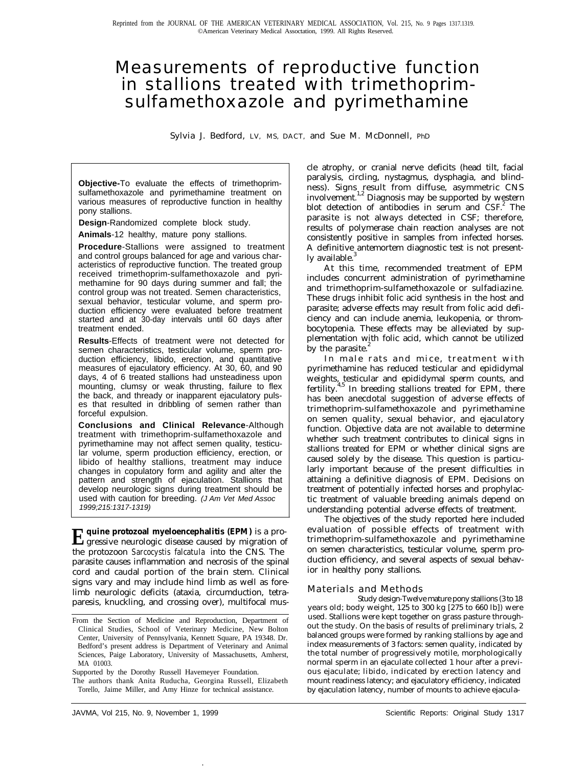Reprinted from the JOURNAL OF THE AMERICAN VETERINARY MEDICAL ASSOCIATION, Vol. 215, No. 9 Pages 1317.1319. ©American Veterinary Medical Assocation, 1999. All Rights Reserved.

# Measurements of reproductive function in stallions treated with trimethoprim-sulfamethoxazole and pyrimethamine

Sylvia J. Bedford, LV, MS, DACT, and Sue M. McDonnell, PhD

**Objective-**To evaluate the effects of trimethoprim-sulfamethoxazole and pyrimethamine treatment on various measures of reproductive function in healthy pony stallions.

**Design**-Randomized complete block study.

**Animals**-12 healthy, mature pony stallions.

**Procedure**-Stallions were assigned to treatment and control groups balanced for age and various characteristics of reproductive function. The treated group received trimethoprim-sulfamethoxazole and pyrimethamine for 90 days during summer and fall; the control group was not treated. Semen characteristics, sexual behavior, testicular volume, and sperm production efficiency were evaluated before treatment started and at 30-day intervals until 60 days after treatment ended.

**Results**-Effects of treatment were not detected for semen characteristics, testicular volume, sperm production efficiency, libido, erection, and quantitative measures of ejaculatory efficiency. At 30, 60, and 90 days, 4 of 6 treated stallions had unsteadiness upon mounting, clumsy or weak thrusting, failure to flex the back, and thready or inapparent ejaculatory pulses that resulted in dribbling of semen rather than forceful expulsion.

**Conclusions and Clinical Relevance**-Although treatment with trimethoprim-sulfamethoxazole and pyrimethamine may not affect semen quality, testicular volume, sperm production efficiency, erection, or libido of healthy stallions, treatment may induce changes in copulatory form and agility and alter the pattern and strength of ejaculation. Stallions that develop neurologic signs during treatment should be used with caution for breeding. *(J Am Vet Med Assoc 1999;215:1317-1319)*

**Equine protozoal myeloencephalitis (EPM)** is a progressive neurologic disease caused by migration of the protozoon *Sarcocystis falcatula* into the CNS. The parasite causes inflammation and necrosis of the spinal cord and caudal portion of the brain stem. Clinical signs vary and may include hind limb as well as forelimb neurologic deficits (ataxia, circumduction, tetraparesis, knuckling, and crossing over), multifocal muscle atrophy, or cranial nerve deficits (head tilt, facial paralysis, circling, nystagmus, dysphagia, and blindness). Signs result from diffuse, asymmetric CNS involvement.[1,2] Diagnosis may be supported by western blot detection of antibodies in serum and CSF.[2] The parasite is not always detected in CSF; therefore, results of polymerase chain reaction analyses are not consistently positive in samples from infected horses. A definitive antemortem diagnostic test is not presently available.[3]

At this time, recommended treatment of EPM includes concurrent administration of pyrimethamine and trimethoprim-sulfamethoxazole or sulfadiazine. These drugs inhibit folic acid synthesis in the host and parasite; adverse effects may result from folic acid deficiency and can include anemia, leukopenia, or thrombocytopenia. These effects may be alleviated by supplementation with folic acid, which cannot be utilized by the parasite.[2]

In male rats and mice, treatment with pyrimethamine has reduced testicular and epididymal weights, testicular and epididymal sperm counts, and fertility.[4,5] In breeding stallions treated for EPM, there has been anecdotal suggestion of adverse effects of trimethoprim-sulfamethoxazole and pyrimethamine on semen quality, sexual behavior, and ejaculatory function. Objective data are not available to determine whether such treatment contributes to clinical signs in stallions treated for EPM or whether clinical signs are caused solely by the disease. This question is particularly important because of the present difficulties in attaining a definitive diagnosis of EPM. Decisions on treatment of potentially infected horses and prophylactic treatment of valuable breeding animals depend on understanding potential adverse effects of treatment.

The objectives of the study reported here included evaluation of possible effects of treatment with trimethoprim-sulfamethoxazole and pyrimethamine on semen characteristics, testicular volume, sperm production efficiency, and several aspects of sexual behavior in healthy pony stallions.

## Materials and Methods

Study design-Twelve mature pony stallions (3 to 18 years old; body weight, 125 to 300 kg [275 to 660 lb]) were used. Stallions were kept together on grass pasture throughout the study. On the basis of results of preliminary trials, 2 balanced groups were formed by ranking stallions by age and index measurements of 3 factors: semen quality, indicated by the total number of progressively motile, morphologically normal sperm in an ejaculate collected 1 hour after a previous ejaculate; libido, indicated by erection latency and mount readiness latency; and ejaculatory efficiency, indicated by ejaculation latency, number of mounts to achieve ejacula-

From the Section of Medicine and Reproduction, Department of Clinical Studies, School of Veterinary Medicine, New Bolton Center, University of Pennsylvania, Kennett Square, PA 19348. Dr. Bedford's present address is Department of Veterinary and Animal Sciences, Paige Laboratory, University of Massachusetts, Amherst, MA 01003.

Supported by the Dorothy Russell Havemeyer Foundation.

The authors thank Anita Ruducha, Georgina Russell, Elizabeth Torello, Jaime Miller, and Amy Hinze for technical assistance.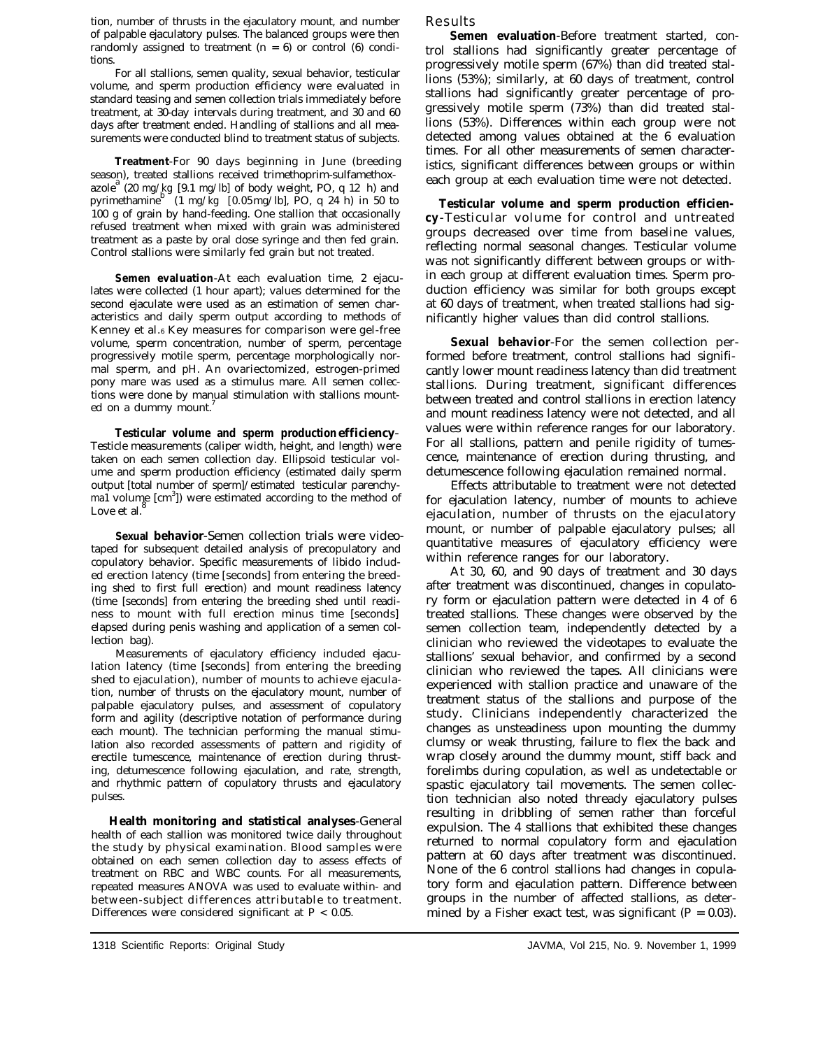tion, number of thrusts in the ejaculatory mount, and number of palpable ejaculatory pulses. The balanced groups were then randomly assigned to treatment (n = 6) or control (6) conditions.

For all stallions, semen quality, sexual behavior, testicular volume, and sperm production efficiency were evaluated in standard teasing and semen collection trials immediately before treatment, at 30-day intervals during treatment, and 30 and 60 days after treatment ended. Handling of stallions and all measurements were conducted blind to treatment status of subjects.

**Treatment**-For 90 days beginning in June (breeding season), treated stallions received trimethoprim-sulfamethoxazole[a] (20 mg/kg [9.1 mg/lb] of body weight, PO, q 12 h) and pyrimethamine[b] (1 mg/kg [0.05 mg/lb], PO, q 24 h) in 50 to 100 g of grain by hand-feeding. One stallion that occasionally refused treatment when mixed with grain was administered treatment as a paste by oral dose syringe and then fed grain. Control stallions were similarly fed grain but not treated.

**Semen evaluation**-At each evaluation time, 2 ejaculates were collected (1 hour apart); values determined for the second ejaculate were used as an estimation of semen characteristics and daily sperm output according to methods of Kenney et al.[6] Key measures for comparison were gel-free volume, sperm concentration, number of sperm, percentage progressively motile sperm, percentage morphologically normal sperm, and pH. An ovariectomized, estrogen-primed pony mare was used as a stimulus mare. All semen collections were done by manual stimulation with stallions mounted on a dummy mount.[7]

**Testicular volume and sperm production efficiency**-Testicle measurements (caliper width, height, and length) were taken on each semen collection day. Ellipsoid testicular volume and sperm production efficiency (estimated daily sperm output [total number of sperm]/estimated testicular parenchymal volume [$cm^3$]) were estimated according to the method of Love et al.[8]

**Sexual behavior**-Semen collection trials were videotaped for subsequent detailed analysis of precopulatory and copulatory behavior. Specific measurements of libido included erection latency (time [seconds] from entering the breeding shed to first full erection) and mount readiness latency (time [seconds] from entering the breeding shed until readiness to mount with full erection minus time [seconds] elapsed during penis washing and application of a semen collection bag).

Measurements of ejaculatory efficiency included ejaculation latency (time [seconds] from entering the breeding shed to ejaculation), number of mounts to achieve ejaculation, number of thrusts on the ejaculatory mount, number of palpable ejaculatory pulses, and assessment of copulatory form and agility (descriptive notation of performance during each mount). The technician performing the manual stimulation also recorded assessments of pattern and rigidity of erectile tumescence, maintenance of erection during thrusting, detumescence following ejaculation, and rate, strength, and rhythmic pattern of copulatory thrusts and ejaculatory pulses.

**Health monitoring and statistical analyses**-General health of each stallion was monitored twice daily throughout the study by physical examination. Blood samples were obtained on each semen collection day to assess effects of treatment on RBC and WBC counts. For all measurements, repeated measures ANOVA was used to evaluate within- and between-subject differences attributable to treatment. Differences were considered significant at $P < 0.05$.

## Results

**Semen evaluation**-Before treatment started, control stallions had significantly greater percentage of progressively motile sperm (67%) than did treated stallions (53%); similarly, at 60 days of treatment, control stallions had significantly greater percentage of progressively motile sperm (73%) than did treated stallions (53%). Differences within each group were not detected among values obtained at the 6 evaluation times. For all other measurements of semen characteristics, significant differences between groups or within each group at each evaluation time were not detected.

**Testicular volume and sperm production efficiency**-Testicular volume for control and untreated groups decreased over time from baseline values, reflecting normal seasonal changes. Testicular volume was not significantly different between groups or within each group at different evaluation times. Sperm production efficiency was similar for both groups except at 60 days of treatment, when treated stallions had significantly higher values than did control stallions.

**Sexual behavior**-For the semen collection performed before treatment, control stallions had significantly lower mount readiness latency than did treatment stallions. During treatment, significant differences between treated and control stallions in erection latency and mount readiness latency were not detected, and all values were within reference ranges for our laboratory. For all stallions, pattern and penile rigidity of tumescence, maintenance of erection during thrusting, and detumescence following ejaculation remained normal.

Effects attributable to treatment were not detected for ejaculation latency, number of mounts to achieve ejaculation, number of thrusts on the ejaculatory mount, or number of palpable ejaculatory pulses; all quantitative measures of ejaculatory efficiency were within reference ranges for our laboratory.

At 30, 60, and 90 days of treatment and 30 days after treatment was discontinued, changes in copulatory form or ejaculation pattern were detected in 4 of 6 treated stallions. These changes were observed by the semen collection team, independently detected by a clinician who reviewed the videotapes to evaluate the stallions' sexual behavior, and confirmed by a second clinician who reviewed the tapes. All clinicians were experienced with stallion practice and unaware of the treatment status of the stallions and purpose of the study. Clinicians independently characterized the changes as unsteadiness upon mounting the dummy clumsy or weak thrusting, failure to flex the back and wrap closely around the dummy mount, stiff back and forelimbs during copulation, as well as undetectable or spastic ejaculatory tail movements. The semen collection technician also noted thready ejaculatory pulses resulting in dribbling of semen rather than forceful expulsion. The 4 stallions that exhibited these changes returned to normal copulatory form and ejaculation pattern at 60 days after treatment was discontinued. None of the 6 control stallions had changes in copulatory form and ejaculation pattern. Difference between groups in the number of affected stallions, as determined by a Fisher exact test, was significant ($P = 0.03$).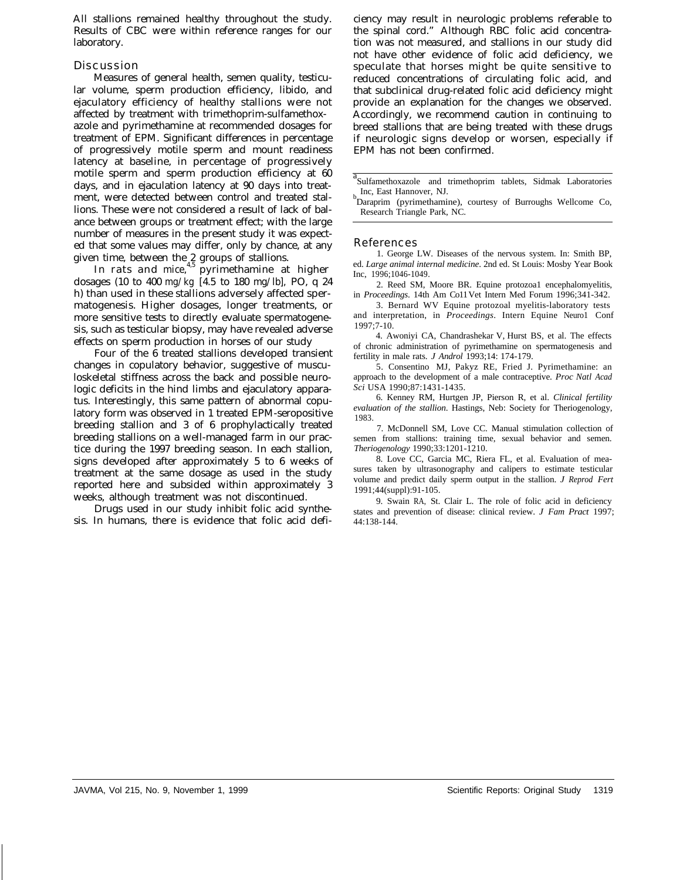All stallions remained healthy throughout the study. Results of CBC were within reference ranges for our laboratory.

## Discussion

Measures of general health, semen quality, testicular volume, sperm production efficiency, libido, and ejaculatory efficiency of healthy stallions were not affected by treatment with trimethoprim-sulfamethoxazole and pyrimethamine at recommended dosages for treatment of EPM. Significant differences in percentage of progressively motile sperm and mount readiness latency at baseline, in percentage of progressively motile sperm and sperm production efficiency at 60 days, and in ejaculation latency at 90 days into treatment, were detected between control and treated stallions. These were not considered a result of lack of balance between groups or treatment effect; with the large number of measures in the present study it was expected that some values may differ, only by chance, at any given time, between the 2 groups of stallions.

In rats and mice,[4,5] pyrimethamine at higher dosages (10 to 400 mg/kg [4.5 to 180 mg/lb], PO, q 24 h) than used in these stallions adversely affected spermatogenesis. Higher dosages, longer treatments, or more sensitive tests to directly evaluate spermatogenesis, such as testicular biopsy, may have revealed adverse effects on sperm production in horses of our study

Four of the 6 treated stallions developed transient changes in copulatory behavior, suggestive of musculoskeletal stiffness across the back and possible neurologic deficits in the hind limbs and ejaculatory apparatus. Interestingly, this same pattern of abnormal copulatory form was observed in 1 treated EPM-seropositive breeding stallion and 3 of 6 prophylactically treated breeding stallions on a well-managed farm in our practice during the 1997 breeding season. In each stallion, signs developed after approximately 5 to 6 weeks of treatment at the same dosage as used in the study reported here and subsided within approximately 3 weeks, although treatment was not discontinued.

Drugs used in our study inhibit folic acid synthesis. In humans, there is evidence that folic acid deficiency may result in neurologic problems referable to the spinal cord." Although RBC folic acid concentration was not measured, and stallions in our study did not have other evidence of folic acid deficiency, we speculate that horses might be quite sensitive to reduced concentrations of circulating folic acid, and that subclinical drug-related folic acid deficiency might provide an explanation for the changes we observed. Accordingly, we recommend caution in continuing to breed stallions that are being treated with these drugs if neurologic signs develop or worsen, especially if EPM has not been confirmed.

---

[a] Sulfamethoxazole and trimethoprim tablets, Sidmak Laboratories Inc, East Hannover, NJ.

[b] Daraprim (pyrimethamine), courtesy of Burroughs Wellcome Co, Research Triangle Park, NC.

## References

1. George LW. Diseases of the nervous system. In: Smith BP, ed. *Large animal internal medicine*. 2nd ed. St Louis: Mosby Year Book Inc, 1996;1046-1049.
2. Reed SM, Moore BR. Equine protozoa1 encephalomyelitis, in *Proceedings*. 14th Am Co11 Vet Intern Med Forum 1996;341-342.
3. Bernard WV Equine protozoal myelitis-laboratory tests and interpretation, in *Proceedings*. Intern Equine Neuro1 Conf 1997;7-10.
4. Awoniyi CA, Chandrashekar V, Hurst BS, et al. The effects of chronic administration of pyrimethamine on spermatogenesis and fertility in male rats. *J Androl* 1993;14: 174-179.
5. Consentino MJ, Pakyz RE, Fried J. Pyrimethamine: an approach to the development of a male contraceptive. *Proc Natl Acad Sci* USA 1990;87:1431-1435.
6. Kenney RM, Hurtgen JP, Pierson R, et al. *Clinical fertility evaluation of the stallion*. Hastings, Neb: Society for Theriogenology, 1983.
7. McDonnell SM, Love CC. Manual stimulation collection of semen from stallions: training time, sexual behavior and semen. *Theriogenology* 1990;33:1201-1210.
8. Love CC, Garcia MC, Riera FL, et al. Evaluation of measures taken by ultrasonography and calipers to estimate testicular volume and predict daily sperm output in the stallion. *J Reprod Fert* 1991;44(suppl):91-105.
9. Swain RA, St. Clair L. The role of folic acid in deficiency states and prevention of disease: clinical review. *J Fam Pract* 1997; 44:138-144.